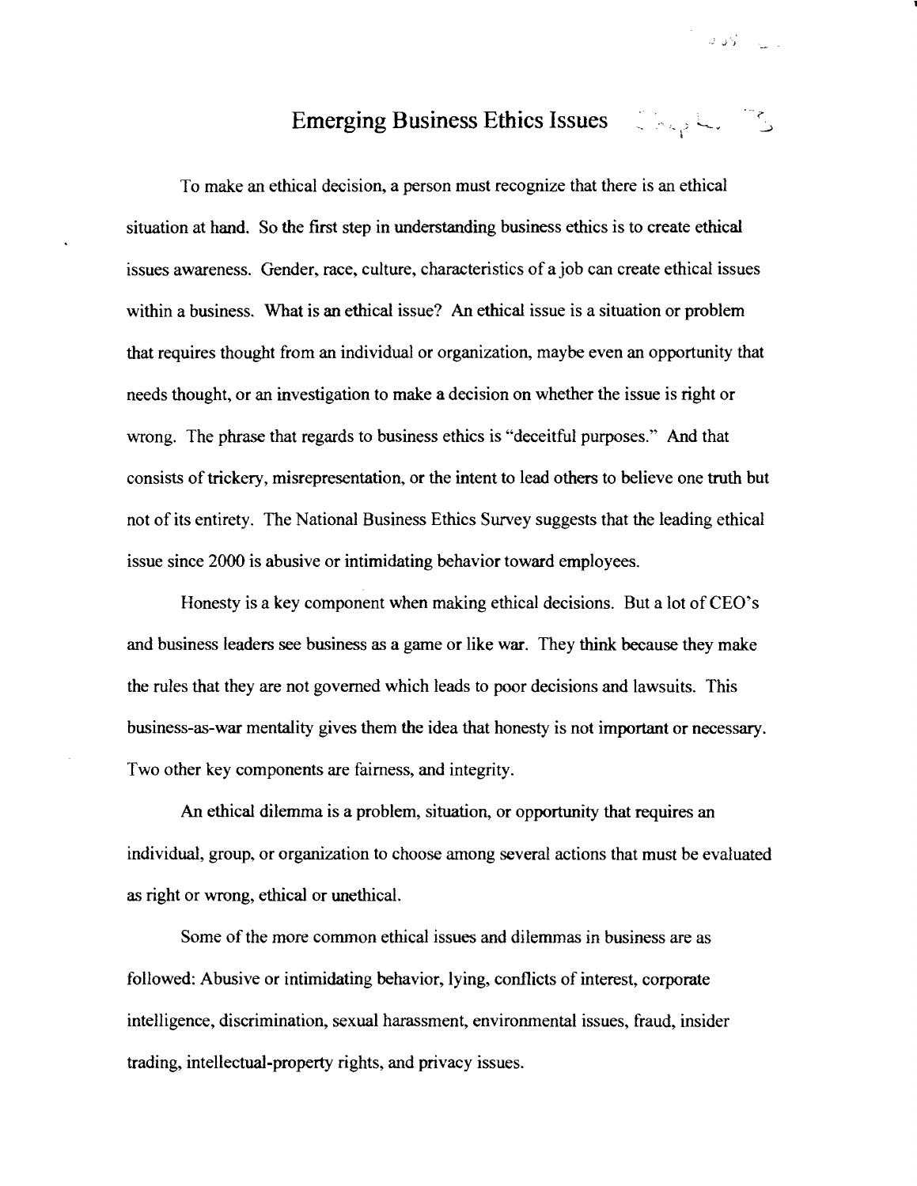# Emerging Business Ethics Issues

To make an ethical decision, a person must recognize that there is an ethical situation at hand. So the first step in understanding business ethics is to create ethical issues awareness. Gender, race, culture, characteristics of a job can create ethical issues within a business. What is an ethical issue? An ethical issue is a situation or problem that requires thought from an individual or organization, maybe even an opportunity that needs thought, or an investigation to make a decision on whether the issue is right or wrong. The phrase that regards to business ethics is "deceitful purposes." And that consists of trickery, misrepresentation, or the intent to lead others to believe one truth but not of its entirety. The National Business Ethics Survey suggests that the leading ethical issue since 2000 is abusive or intimidating behavior toward employees.

Honesty is a key component when making ethical decisions. But a lot of CEO's and business leaders see business as a game or like war. They think because they make the rules that they are not governed which leads to poor decisions and lawsuits. This business-as-war mentality gives them the idea that honesty is not important or necessary. Two other key components are fairness, and integrity.

An ethical dilemma is a problem, situation, or opportunity that requires an individual, group, or organization to choose among several actions that must be evaluated as right or wrong, ethical or unethical.

Some of the more common ethical issues and dilemmas in business are as followed: Abusive or intimidating behavior, lying, conflicts of interest, corporate intelligence, discrimination, sexual harassment, environmental issues, fraud, insider trading, intellectual-property rights, and privacy issues.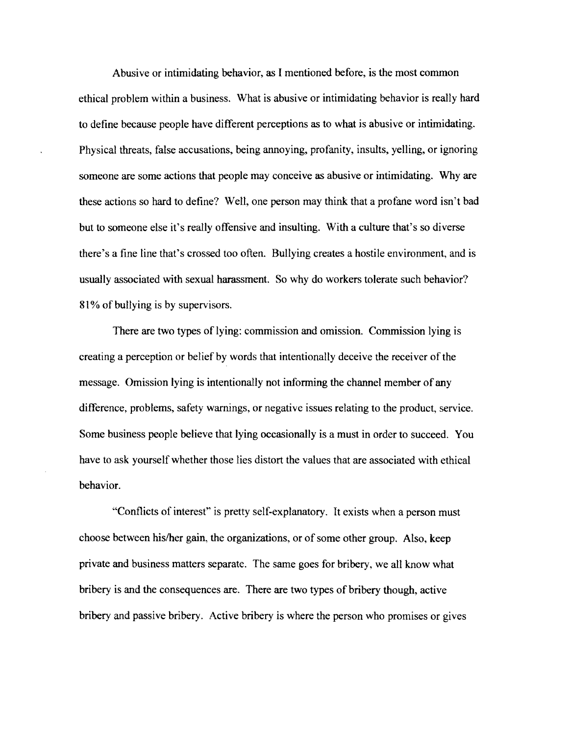Abusive or intimidating behavior, as I mentioned before, is the most common ethical problem within a business. What is abusive or intimidating behavior is really hard to define because people have different perceptions as to what is abusive or intimidating. Physical threats, false accusations, being annoying, profanity, insults, yelling, or ignoring someone are some actions that people may conceive as abusive or intimidating. Why are these actions so hard to define? Well, one person may think that a profane word isn't bad but to someone else it's really offensive and insulting. With a culture that's so diverse there's a fine line that's crossed too often. Bullying creates a hostile environment, and is usually associated with sexual harassment. So why do workers tolerate such behavior? 81% of bullying is by supervisors.

There are two types of lying: commission and omission. Commission lying is creating a perception or belief by words that intentionally deceive the receiver of the message. Omission lying is intentionally not informing the channel member of any difference, problems, safety warnings, or negative issues relating to the product, service. Some business people believe that lying occasionally is a must in order to succeed. You have to ask yourself whether those lies distort the values that are associated with ethical behavior.

"Conflicts of interest" is pretty self-explanatory. It exists when a person must choose between his/her gain, the organizations, or of some other group. Also, keep private and business matters separate. The same goes for bribery, we all know what bribery is and the consequences are. There are two types of bribery though, active bribery and passive bribery. Active bribery is where the person who promises or gives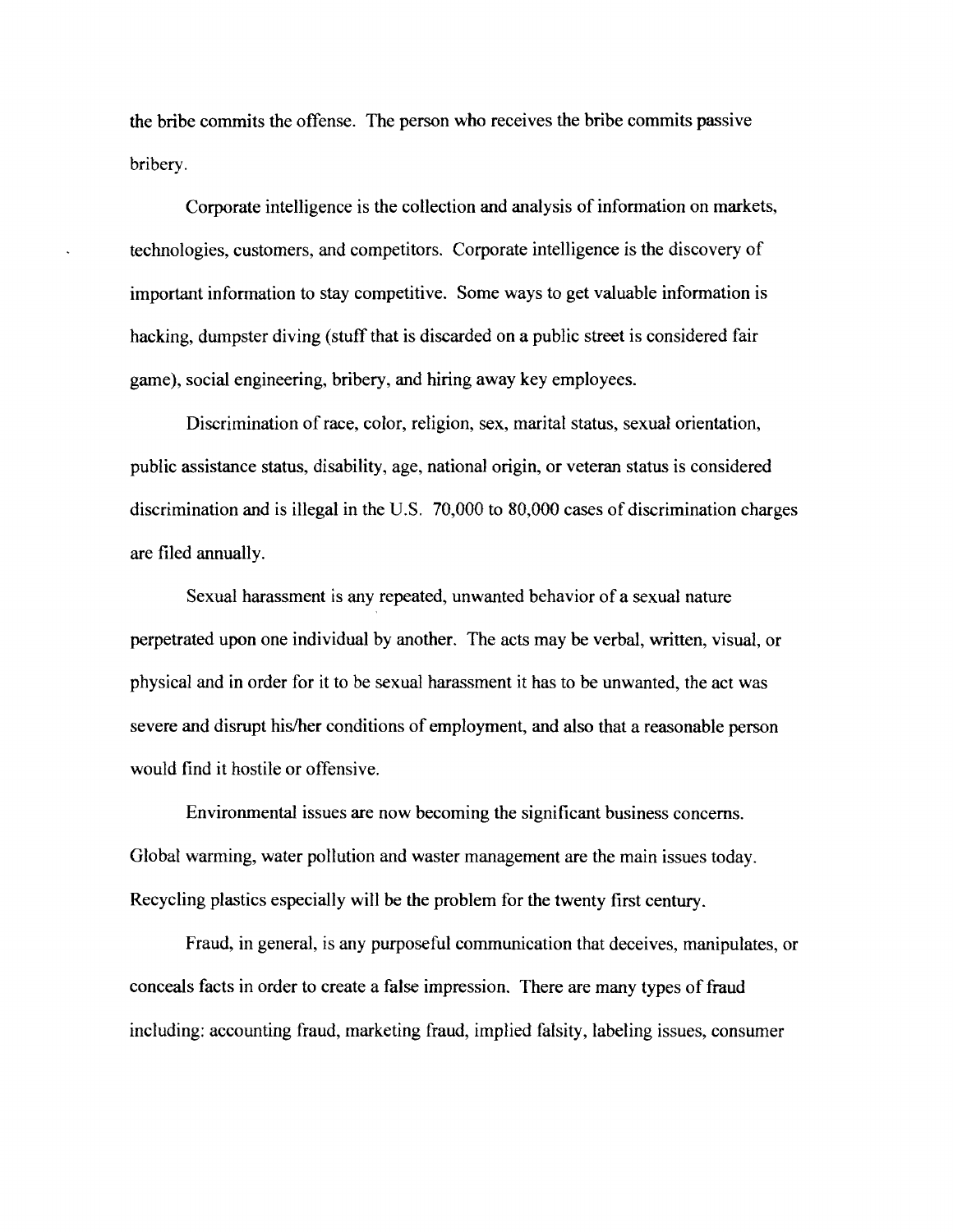the bribe commits the offense. The person who receives the bribe commits passive bribery.

Corporate intelligence is the collection and analysis of information on markets, technologies, customers, and competitors. Corporate intelligence is the discovery of important information to stay competitive. Some ways to get valuable information is hacking, dumpster diving (stuff that is discarded on a public street is considered fair game), social engineering, bribery, and hiring away key employees.

Discrimination of race, color, religion, sex, marital status, sexual orientation, public assistance status, disability, age, national origin, or veteran status is considered discrimination and is illegal in the U.S. 70,000 to 80,000 cases of discrimination charges are filed annually.

Sexual harassment is any repeated, unwanted behavior of a sexual nature perpetrated upon one individual by another. The acts may be verbal, written, visual, or physical and in order for it to be sexual harassment it has to be unwanted, the act was severe and disrupt his/her conditions of employment, and also that a reasonable person would find it hostile or offensive.

Environmental issues are now becoming the significant business concerns. Global warming, water pollution and waster management are the main issues today. Recycling plastics especially will be the problem for the twenty first century.

Fraud, in general, is any purposeful communication that deceives, manipulates, or conceals facts in order to create a false impression. There are many types of fraud including: accounting fraud, marketing fraud, implied falsity, labeling issues, consumer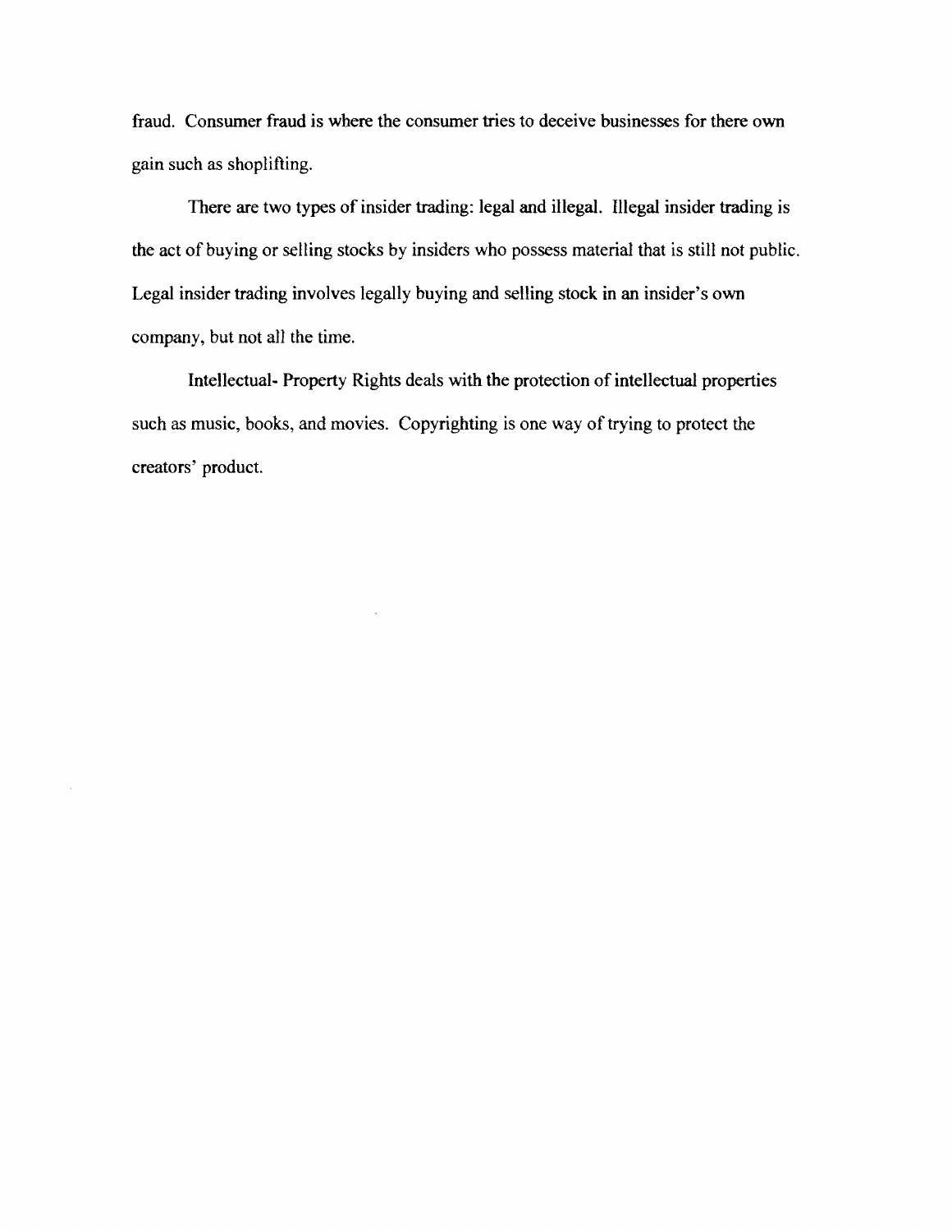fraud. Consumer fraud is where the consumer tries to deceive businesses for there own gain such as shoplifting.

There are two types of insider trading: legal and illegal. Illegal insider trading is the act of buying or selling stocks by insiders who possess material that is still not public. Legal insider trading involves legally buying and selling stock in an insider's own company, but not all the time.

Intellectual- Property Rights deals with the protection of intellectual properties such as music, books, and movies. Copyrighting is one way of trying to protect the creators' product.